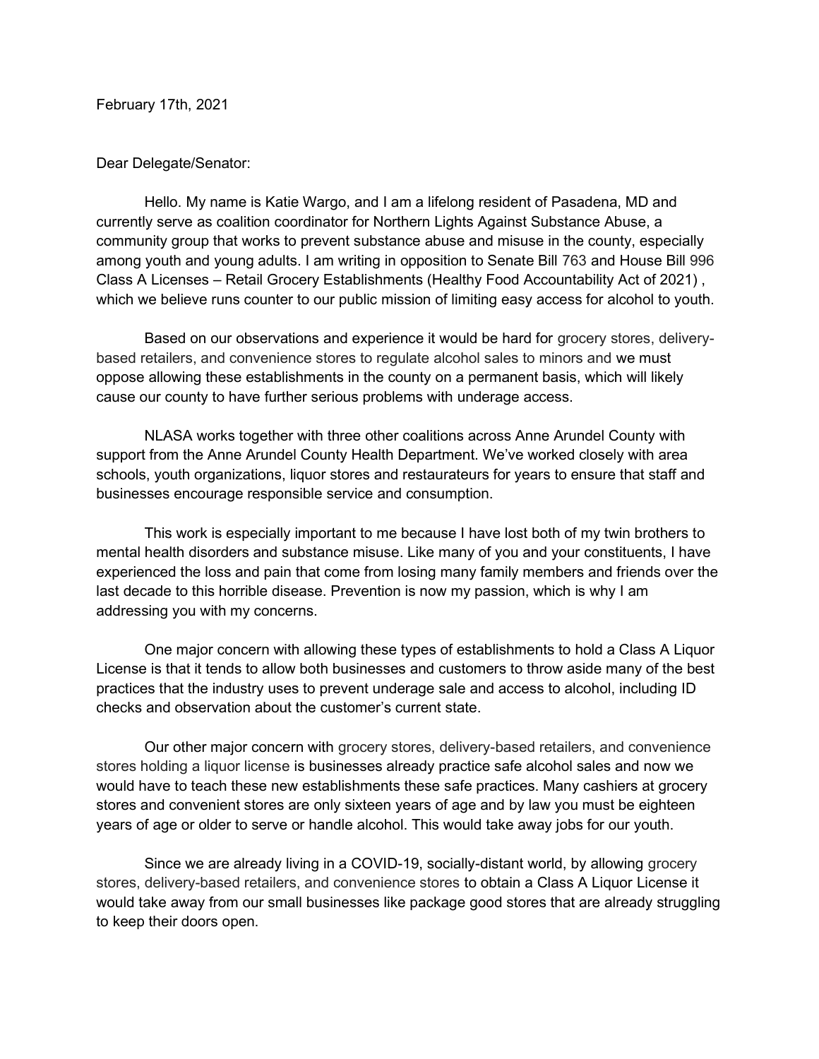February 17th, 2021

Dear Delegate/Senator:

Hello. My name is Katie Wargo, and I am a lifelong resident of Pasadena, MD and currently serve as coalition coordinator for Northern Lights Against Substance Abuse, a community group that works to prevent substance abuse and misuse in the county, especially among youth and young adults. I am writing in opposition to Senate Bill 763 and House Bill 996 Class A Licenses – Retail Grocery Establishments (Healthy Food Accountability Act of 2021) , which we believe runs counter to our public mission of limiting easy access for alcohol to youth.

Based on our observations and experience it would be hard for grocery stores, delivery-based retailers, and convenience stores to regulate alcohol sales to minors and we must oppose allowing these establishments in the county on a permanent basis, which will likely cause our county to have further serious problems with underage access.

NLASA works together with three other coalitions across Anne Arundel County with support from the Anne Arundel County Health Department. We've worked closely with area schools, youth organizations, liquor stores and restaurateurs for years to ensure that staff and businesses encourage responsible service and consumption.

This work is especially important to me because I have lost both of my twin brothers to mental health disorders and substance misuse. Like many of you and your constituents, I have experienced the loss and pain that come from losing many family members and friends over the last decade to this horrible disease. Prevention is now my passion, which is why I am addressing you with my concerns.

One major concern with allowing these types of establishments to hold a Class A Liquor License is that it tends to allow both businesses and customers to throw aside many of the best practices that the industry uses to prevent underage sale and access to alcohol, including ID checks and observation about the customer's current state.

Our other major concern with grocery stores, delivery-based retailers, and convenience stores holding a liquor license is businesses already practice safe alcohol sales and now we would have to teach these new establishments these safe practices. Many cashiers at grocery stores and convenient stores are only sixteen years of age and by law you must be eighteen years of age or older to serve or handle alcohol. This would take away jobs for our youth.

Since we are already living in a COVID-19, socially-distant world, by allowing grocery stores, delivery-based retailers, and convenience stores to obtain a Class A Liquor License it would take away from our small businesses like package good stores that are already struggling to keep their doors open.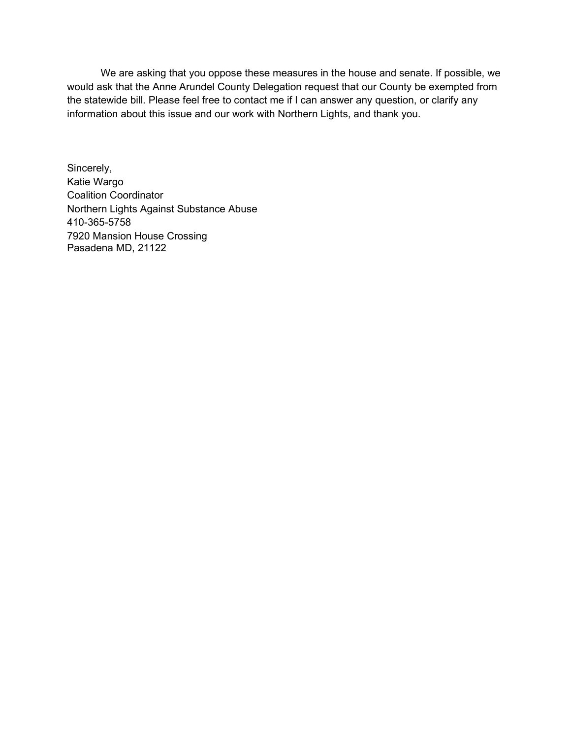We are asking that you oppose these measures in the house and senate. If possible, we would ask that the Anne Arundel County Delegation request that our County be exempted from the statewide bill. Please feel free to contact me if I can answer any question, or clarify any information about this issue and our work with Northern Lights, and thank you.

Sincerely,  
Katie Wargo  
Coalition Coordinator  
Northern Lights Against Substance Abuse  
410-365-5758  
7920 Mansion House Crossing  
Pasadena MD, 21122